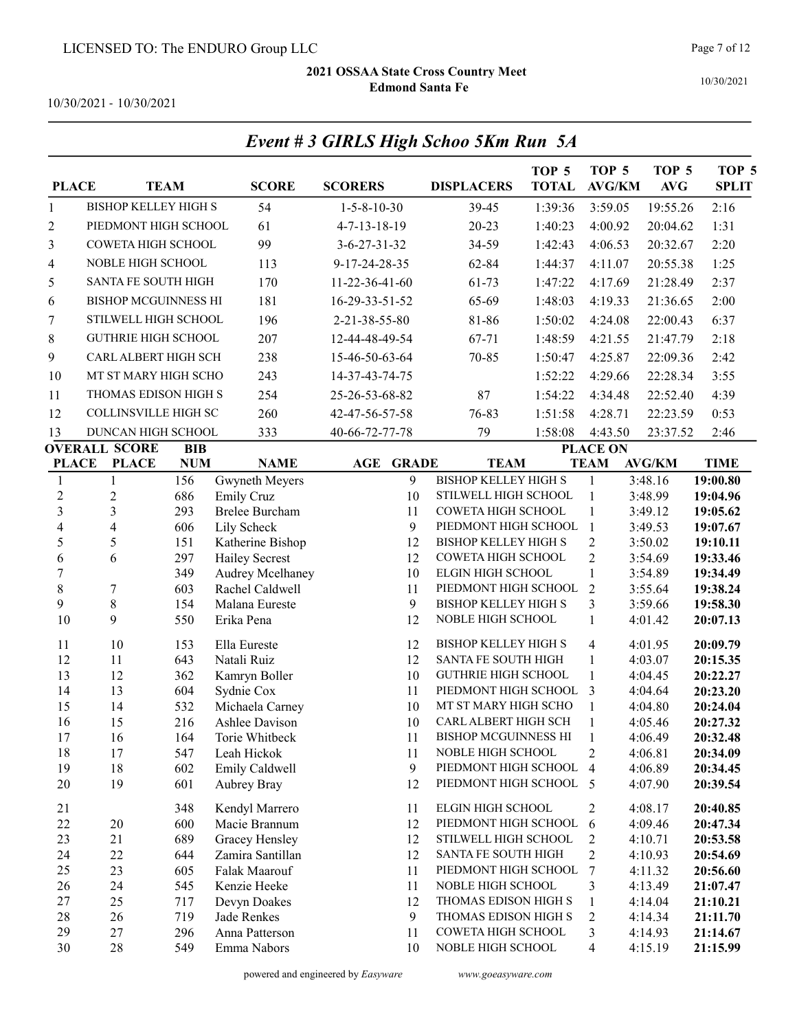LICENSED TO: The ENDURO Group LLC

**2021 OSSAA State Cross Country Meet**
**Edmond Santa Fe**

10/30/2021 - 10/30/2021

## *Event # 3 GIRLS High Schoo 5Km Run 5A*

| PLACE | TEAM | SCORE | SCORERS | DISPLACERS | TOP 5 TOTAL | TOP 5 AVG/KM | TOP 5 AVG | TOP 5 SPLIT |
|---|---|---|---|---|---|---|---|---|
| 1 | BISHOP KELLEY HIGH S | 54 | 1-5-8-10-30 | 39-45 | 1:39:36 | 3:59.05 | 19:55.26 | 2:16 |
| 2 | PIEDMONT HIGH SCHOOL | 61 | 4-7-13-18-19 | 20-23 | 1:40:23 | 4:00.92 | 20:04.62 | 1:31 |
| 3 | COWETA HIGH SCHOOL | 99 | 3-6-27-31-32 | 34-59 | 1:42:43 | 4:06.53 | 20:32.67 | 2:20 |
| 4 | NOBLE HIGH SCHOOL | 113 | 9-17-24-28-35 | 62-84 | 1:44:37 | 4:11.07 | 20:55.38 | 1:25 |
| 5 | SANTA FE SOUTH HIGH | 170 | 11-22-36-41-60 | 61-73 | 1:47:22 | 4:17.69 | 21:28.49 | 2:37 |
| 6 | BISHOP MCGUINNESS HI | 181 | 16-29-33-51-52 | 65-69 | 1:48:03 | 4:19.33 | 21:36.65 | 2:00 |
| 7 | STILWELL HIGH SCHOOL | 196 | 2-21-38-55-80 | 81-86 | 1:50:02 | 4:24.08 | 22:00.43 | 6:37 |
| 8 | GUTHRIE HIGH SCHOOL | 207 | 12-44-48-49-54 | 67-71 | 1:48:59 | 4:21.55 | 21:47.79 | 2:18 |
| 9 | CARL ALBERT HIGH SCH | 238 | 15-46-50-63-64 | 70-85 | 1:50:47 | 4:25.87 | 22:09.36 | 2:42 |
| 10 | MT ST MARY HIGH SCHO | 243 | 14-37-43-74-75 | | 1:52:22 | 4:29.66 | 22:28.34 | 3:55 |
| 11 | THOMAS EDISON HIGH S | 254 | 25-26-53-68-82 | 87 | 1:54:22 | 4:34.48 | 22:52.40 | 4:39 |
| 12 | COLLINSVILLE HIGH SC | 260 | 42-47-56-57-58 | 76-83 | 1:51:58 | 4:28.71 | 22:23.59 | 0:53 |
| 13 | DUNCAN HIGH SCHOOL | 333 | 40-66-72-77-78 | 79 | 1:58:08 | 4:43.50 | 23:37.52 | 2:46 |

| OVERALL PLACE | SCORE PLACE | BIB NUM | NAME | AGE | GRADE | TEAM | PLACE ON TEAM | AVG/KM | TIME |
|---|---|---|---|---|---|---|---|---|---|
| 1 | 1 | 156 | Gwyneth Meyers | | 9 | BISHOP KELLEY HIGH S | 1 | 3:48.16 | **19:00.80** |
| 2 | 2 | 686 | Emily Cruz | | 10 | STILWELL HIGH SCHOOL | 1 | 3:48.99 | **19:04.96** |
| 3 | 3 | 293 | Brelee Burcham | | 11 | COWETA HIGH SCHOOL | 1 | 3:49.12 | **19:05.62** |
| 4 | 4 | 606 | Lily Scheck | | 9 | PIEDMONT HIGH SCHOOL | 1 | 3:49.53 | **19:07.67** |
| 5 | 5 | 151 | Katherine Bishop | | 12 | BISHOP KELLEY HIGH S | 2 | 3:50.02 | **19:10.11** |
| 6 | 6 | 297 | Hailey Secrest | | 12 | COWETA HIGH SCHOOL | 2 | 3:54.69 | **19:33.46** |
| 7 | | 349 | Audrey Mcelhaney | | 10 | ELGIN HIGH SCHOOL | 1 | 3:54.89 | **19:34.49** |
| 8 | 7 | 603 | Rachel Caldwell | | 11 | PIEDMONT HIGH SCHOOL | 2 | 3:55.64 | **19:38.24** |
| 9 | 8 | 154 | Malana Eureste | | 9 | BISHOP KELLEY HIGH S | 3 | 3:59.66 | **19:58.30** |
| 10 | 9 | 550 | Erika Pena | | 12 | NOBLE HIGH SCHOOL | 1 | 4:01.42 | **20:07.13** |
| 11 | 10 | 153 | Ella Eureste | | 12 | BISHOP KELLEY HIGH S | 4 | 4:01.95 | **20:09.79** |
| 12 | 11 | 643 | Natali Ruiz | | 12 | SANTA FE SOUTH HIGH | 1 | 4:03.07 | **20:15.35** |
| 13 | 12 | 362 | Kamryn Boller | | 10 | GUTHRIE HIGH SCHOOL | 1 | 4:04.45 | **20:22.27** |
| 14 | 13 | 604 | Sydnie Cox | | 11 | PIEDMONT HIGH SCHOOL | 3 | 4:04.64 | **20:23.20** |
| 15 | 14 | 532 | Michaela Carney | | 10 | MT ST MARY HIGH SCHO | 1 | 4:04.80 | **20:24.04** |
| 16 | 15 | 216 | Ashlee Davison | | 10 | CARL ALBERT HIGH SCH | 1 | 4:05.46 | **20:27.32** |
| 17 | 16 | 164 | Torie Whitbeck | | 11 | BISHOP MCGUINNESS HI | 1 | 4:06.49 | **20:32.48** |
| 18 | 17 | 547 | Leah Hickok | | 11 | NOBLE HIGH SCHOOL | 2 | 4:06.81 | **20:34.09** |
| 19 | 18 | 602 | Emily Caldwell | | 9 | PIEDMONT HIGH SCHOOL | 4 | 4:06.89 | **20:34.45** |
| 20 | 19 | 601 | Aubrey Bray | | 12 | PIEDMONT HIGH SCHOOL | 5 | 4:07.90 | **20:39.54** |
| 21 | | 348 | Kendyl Marrero | | 11 | ELGIN HIGH SCHOOL | 2 | 4:08.17 | **20:40.85** |
| 22 | 20 | 600 | Macie Brannum | | 12 | PIEDMONT HIGH SCHOOL | 6 | 4:09.46 | **20:47.34** |
| 23 | 21 | 689 | Gracey Hensley | | 12 | STILWELL HIGH SCHOOL | 2 | 4:10.71 | **20:53.58** |
| 24 | 22 | 644 | Zamira Santillan | | 12 | SANTA FE SOUTH HIGH | 2 | 4:10.93 | **20:54.69** |
| 25 | 23 | 605 | Falak Maarouf | | 11 | PIEDMONT HIGH SCHOOL | 7 | 4:11.32 | **20:56.60** |
| 26 | 24 | 545 | Kenzie Heeke | | 11 | NOBLE HIGH SCHOOL | 3 | 4:13.49 | **21:07.47** |
| 27 | 25 | 717 | Devyn Doakes | | 12 | THOMAS EDISON HIGH S | 1 | 4:14.04 | **21:10.21** |
| 28 | 26 | 719 | Jade Renkes | | 9 | THOMAS EDISON HIGH S | 2 | 4:14.34 | **21:11.70** |
| 29 | 27 | 296 | Anna Patterson | | 11 | COWETA HIGH SCHOOL | 3 | 4:14.93 | **21:14.67** |
| 30 | 28 | 549 | Emma Nabors | | 10 | NOBLE HIGH SCHOOL | 4 | 4:15.19 | **21:15.99** |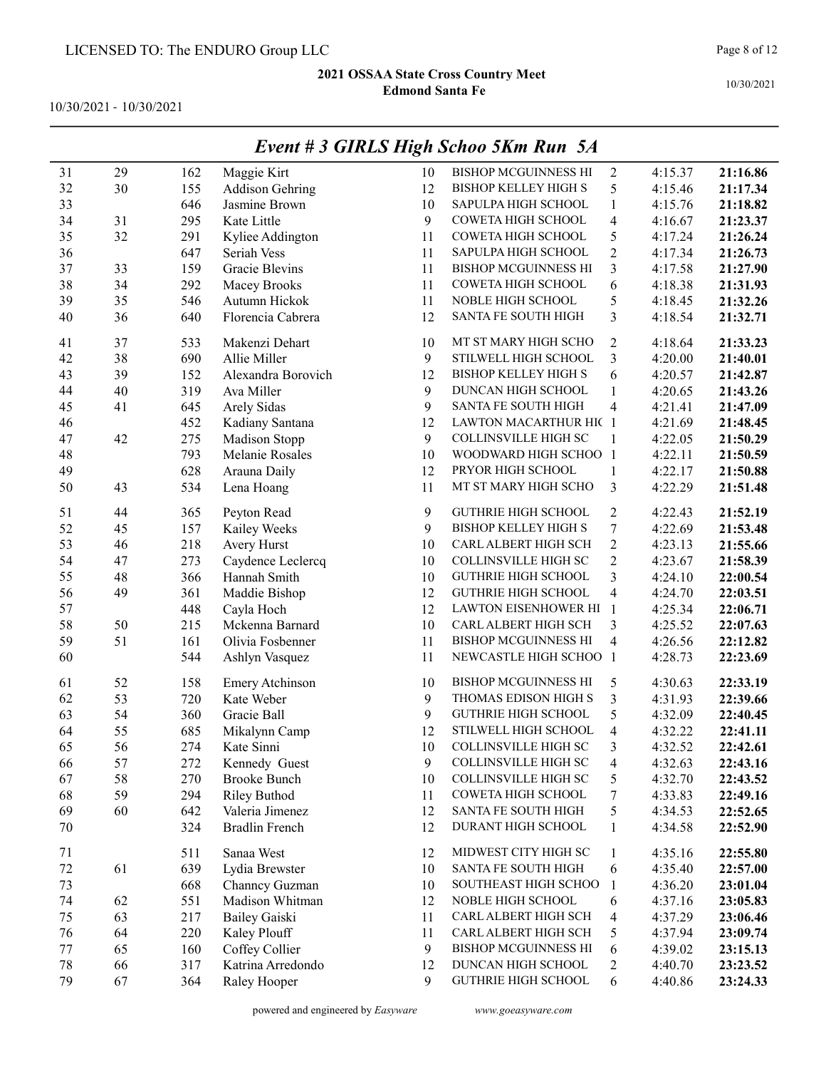# 2021 OSSAA State Cross Country Meet
## Edmond Santa Fe

10/30/2021 - 10/30/2021

## *Event # 3 GIRLS High Schoo 5Km Run 5A*

| Place | Team Place | Bib | Name | Grade | School | Team Pos | Pace | Time |
|---|---|---|---|---|---|---|---|---|
| 31 | 29 | 162 | Maggie Kirt | 10 | BISHOP MCGUINNESS HI | 2 | 4:15.37 | **21:16.86** |
| 32 | 30 | 155 | Addison Gehring | 12 | BISHOP KELLEY HIGH S | 5 | 4:15.46 | **21:17.34** |
| 33 | | 646 | Jasmine Brown | 10 | SAPULPA HIGH SCHOOL | 1 | 4:15.76 | **21:18.82** |
| 34 | 31 | 295 | Kate Little | 9 | COWETA HIGH SCHOOL | 4 | 4:16.67 | **21:23.37** |
| 35 | 32 | 291 | Kyliee Addington | 11 | COWETA HIGH SCHOOL | 5 | 4:17.24 | **21:26.24** |
| 36 | | 647 | Seriah Vess | 11 | SAPULPA HIGH SCHOOL | 2 | 4:17.34 | **21:26.73** |
| 37 | 33 | 159 | Gracie Blevins | 11 | BISHOP MCGUINNESS HI | 3 | 4:17.58 | **21:27.90** |
| 38 | 34 | 292 | Macey Brooks | 11 | COWETA HIGH SCHOOL | 6 | 4:18.38 | **21:31.93** |
| 39 | 35 | 546 | Autumn Hickok | 11 | NOBLE HIGH SCHOOL | 5 | 4:18.45 | **21:32.26** |
| 40 | 36 | 640 | Florencia Cabrera | 12 | SANTA FE SOUTH HIGH | 3 | 4:18.54 | **21:32.71** |
| 41 | 37 | 533 | Makenzi Dehart | 10 | MT ST MARY HIGH SCHO | 2 | 4:18.64 | **21:33.23** |
| 42 | 38 | 690 | Allie Miller | 9 | STILWELL HIGH SCHOOL | 3 | 4:20.00 | **21:40.01** |
| 43 | 39 | 152 | Alexandra Borovich | 12 | BISHOP KELLEY HIGH S | 6 | 4:20.57 | **21:42.87** |
| 44 | 40 | 319 | Ava Miller | 9 | DUNCAN HIGH SCHOOL | 1 | 4:20.65 | **21:43.26** |
| 45 | 41 | 645 | Arely Sidas | 9 | SANTA FE SOUTH HIGH | 4 | 4:21.41 | **21:47.09** |
| 46 | | 452 | Kadiany Santana | 12 | LAWTON MACARTHUR HIC | 1 | 4:21.69 | **21:48.45** |
| 47 | 42 | 275 | Madison Stopp | 9 | COLLINSVILLE HIGH SC | 1 | 4:22.05 | **21:50.29** |
| 48 | | 793 | Melanie Rosales | 10 | WOODWARD HIGH SCHOO | 1 | 4:22.11 | **21:50.59** |
| 49 | | 628 | Arauna Daily | 12 | PRYOR HIGH SCHOOL | 1 | 4:22.17 | **21:50.88** |
| 50 | 43 | 534 | Lena Hoang | 11 | MT ST MARY HIGH SCHO | 3 | 4:22.29 | **21:51.48** |
| 51 | 44 | 365 | Peyton Read | 9 | GUTHRIE HIGH SCHOOL | 2 | 4:22.43 | **21:52.19** |
| 52 | 45 | 157 | Kailey Weeks | 9 | BISHOP KELLEY HIGH S | 7 | 4:22.69 | **21:53.48** |
| 53 | 46 | 218 | Avery Hurst | 10 | CARL ALBERT HIGH SCH | 2 | 4:23.13 | **21:55.66** |
| 54 | 47 | 273 | Caydence Leclercq | 10 | COLLINSVILLE HIGH SC | 2 | 4:23.67 | **21:58.39** |
| 55 | 48 | 366 | Hannah Smith | 10 | GUTHRIE HIGH SCHOOL | 3 | 4:24.10 | **22:00.54** |
| 56 | 49 | 361 | Maddie Bishop | 12 | GUTHRIE HIGH SCHOOL | 4 | 4:24.70 | **22:03.51** |
| 57 | | 448 | Cayla Hoch | 12 | LAWTON EISENHOWER HI | 1 | 4:25.34 | **22:06.71** |
| 58 | 50 | 215 | Mckenna Barnard | 10 | CARL ALBERT HIGH SCH | 3 | 4:25.52 | **22:07.63** |
| 59 | 51 | 161 | Olivia Fosbenner | 11 | BISHOP MCGUINNESS HI | 4 | 4:26.56 | **22:12.82** |
| 60 | | 544 | Ashlyn Vasquez | 11 | NEWCASTLE HIGH SCHOO | 1 | 4:28.73 | **22:23.69** |
| 61 | 52 | 158 | Emery Atchinson | 10 | BISHOP MCGUINNESS HI | 5 | 4:30.63 | **22:33.19** |
| 62 | 53 | 720 | Kate Weber | 9 | THOMAS EDISON HIGH S | 3 | 4:31.93 | **22:39.66** |
| 63 | 54 | 360 | Gracie Ball | 9 | GUTHRIE HIGH SCHOOL | 5 | 4:32.09 | **22:40.45** |
| 64 | 55 | 685 | Mikalynn Camp | 12 | STILWELL HIGH SCHOOL | 4 | 4:32.22 | **22:41.11** |
| 65 | 56 | 274 | Kate Sinni | 10 | COLLINSVILLE HIGH SC | 3 | 4:32.52 | **22:42.61** |
| 66 | 57 | 272 | Kennedy Guest | 9 | COLLINSVILLE HIGH SC | 4 | 4:32.63 | **22:43.16** |
| 67 | 58 | 270 | Brooke Bunch | 10 | COLLINSVILLE HIGH SC | 5 | 4:32.70 | **22:43.52** |
| 68 | 59 | 294 | Riley Buthod | 11 | COWETA HIGH SCHOOL | 7 | 4:33.83 | **22:49.16** |
| 69 | 60 | 642 | Valeria Jimenez | 12 | SANTA FE SOUTH HIGH | 5 | 4:34.53 | **22:52.65** |
| 70 | | 324 | Bradlin French | 12 | DURANT HIGH SCHOOL | 1 | 4:34.58 | **22:52.90** |
| 71 | | 511 | Sanaa West | 12 | MIDWEST CITY HIGH SC | 1 | 4:35.16 | **22:55.80** |
| 72 | 61 | 639 | Lydia Brewster | 10 | SANTA FE SOUTH HIGH | 6 | 4:35.40 | **22:57.00** |
| 73 | | 668 | Channcy Guzman | 10 | SOUTHEAST HIGH SCHOO | 1 | 4:36.20 | **23:01.04** |
| 74 | 62 | 551 | Madison Whitman | 12 | NOBLE HIGH SCHOOL | 6 | 4:37.16 | **23:05.83** |
| 75 | 63 | 217 | Bailey Gaiski | 11 | CARL ALBERT HIGH SCH | 4 | 4:37.29 | **23:06.46** |
| 76 | 64 | 220 | Kaley Plouff | 11 | CARL ALBERT HIGH SCH | 5 | 4:37.94 | **23:09.74** |
| 77 | 65 | 160 | Coffey Collier | 9 | BISHOP MCGUINNESS HI | 6 | 4:39.02 | **23:15.13** |
| 78 | 66 | 317 | Katrina Arredondo | 12 | DUNCAN HIGH SCHOOL | 2 | 4:40.70 | **23:23.52** |
| 79 | 67 | 364 | Raley Hooper | 9 | GUTHRIE HIGH SCHOOL | 6 | 4:40.86 | **23:24.33** |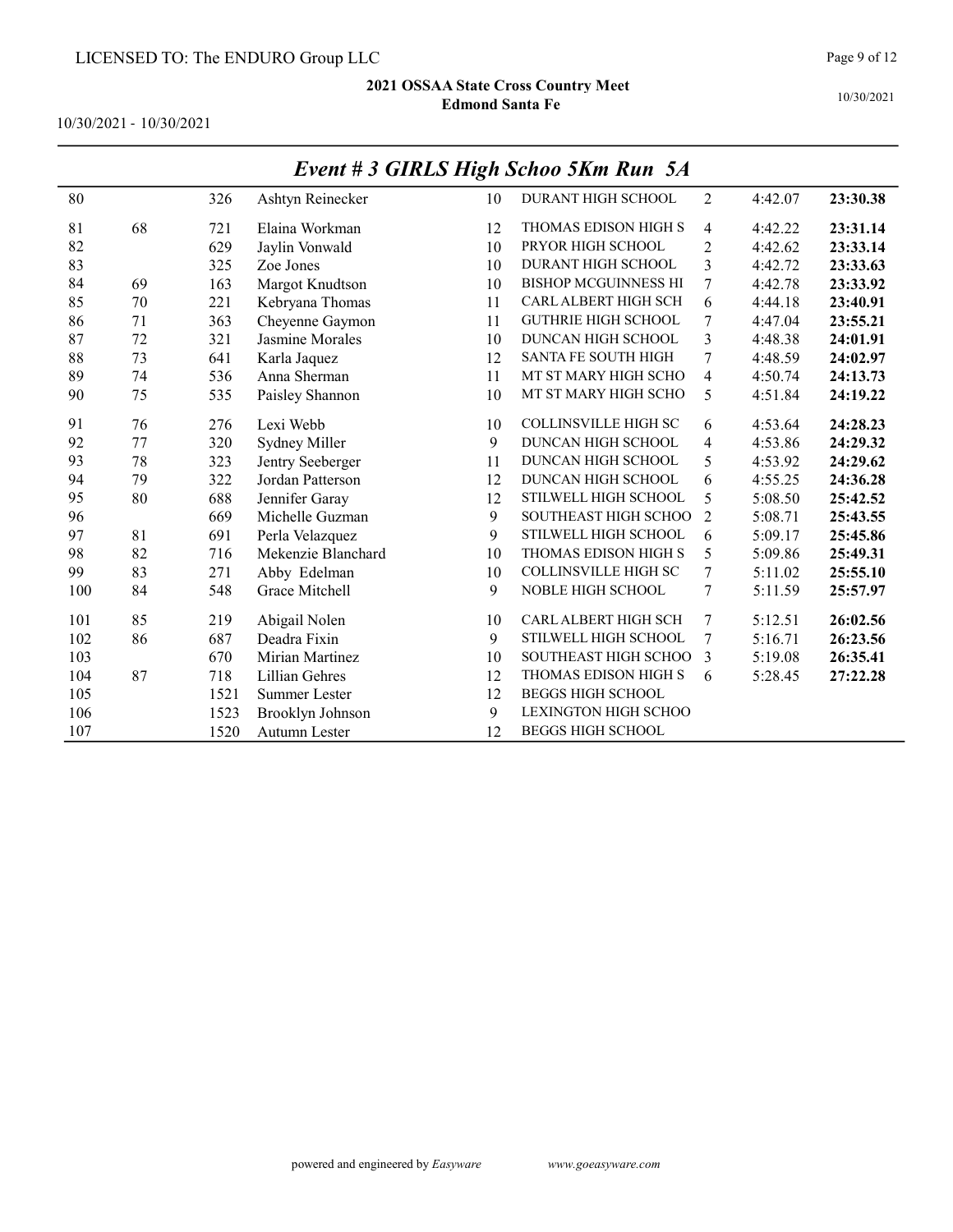## Event # 3 GIRLS High Schoo 5Km Run 5A

| | | | | | | | | |
|---|---|---|---|---|---|---|---|---|
| 80 | | 326 | Ashtyn Reinecker | 10 | DURANT HIGH SCHOOL | 2 | 4:42.07 | **23:30.38** |
| 81 | 68 | 721 | Elaina Workman | 12 | THOMAS EDISON HIGH S | 4 | 4:42.22 | **23:31.14** |
| 82 | | 629 | Jaylin Vonwald | 10 | PRYOR HIGH SCHOOL | 2 | 4:42.62 | **23:33.14** |
| 83 | | 325 | Zoe Jones | 10 | DURANT HIGH SCHOOL | 3 | 4:42.72 | **23:33.63** |
| 84 | 69 | 163 | Margot Knudtson | 10 | BISHOP MCGUINNESS HI | 7 | 4:42.78 | **23:33.92** |
| 85 | 70 | 221 | Kebryana Thomas | 11 | CARL ALBERT HIGH SCH | 6 | 4:44.18 | **23:40.91** |
| 86 | 71 | 363 | Cheyenne Gaymon | 11 | GUTHRIE HIGH SCHOOL | 7 | 4:47.04 | **23:55.21** |
| 87 | 72 | 321 | Jasmine Morales | 10 | DUNCAN HIGH SCHOOL | 3 | 4:48.38 | **24:01.91** |
| 88 | 73 | 641 | Karla Jaquez | 12 | SANTA FE SOUTH HIGH | 7 | 4:48.59 | **24:02.97** |
| 89 | 74 | 536 | Anna Sherman | 11 | MT ST MARY HIGH SCHO | 4 | 4:50.74 | **24:13.73** |
| 90 | 75 | 535 | Paisley Shannon | 10 | MT ST MARY HIGH SCHO | 5 | 4:51.84 | **24:19.22** |
| 91 | 76 | 276 | Lexi Webb | 10 | COLLINSVILLE HIGH SC | 6 | 4:53.64 | **24:28.23** |
| 92 | 77 | 320 | Sydney Miller | 9 | DUNCAN HIGH SCHOOL | 4 | 4:53.86 | **24:29.32** |
| 93 | 78 | 323 | Jentry Seeberger | 11 | DUNCAN HIGH SCHOOL | 5 | 4:53.92 | **24:29.62** |
| 94 | 79 | 322 | Jordan Patterson | 12 | DUNCAN HIGH SCHOOL | 6 | 4:55.25 | **24:36.28** |
| 95 | 80 | 688 | Jennifer Garay | 12 | STILWELL HIGH SCHOOL | 5 | 5:08.50 | **25:42.52** |
| 96 | | 669 | Michelle Guzman | 9 | SOUTHEAST HIGH SCHOO | 2 | 5:08.71 | **25:43.55** |
| 97 | 81 | 691 | Perla Velazquez | 9 | STILWELL HIGH SCHOOL | 6 | 5:09.17 | **25:45.86** |
| 98 | 82 | 716 | Mekenzie Blanchard | 10 | THOMAS EDISON HIGH S | 5 | 5:09.86 | **25:49.31** |
| 99 | 83 | 271 | Abby Edelman | 10 | COLLINSVILLE HIGH SC | 7 | 5:11.02 | **25:55.10** |
| 100 | 84 | 548 | Grace Mitchell | 9 | NOBLE HIGH SCHOOL | 7 | 5:11.59 | **25:57.97** |
| 101 | 85 | 219 | Abigail Nolen | 10 | CARL ALBERT HIGH SCH | 7 | 5:12.51 | **26:02.56** |
| 102 | 86 | 687 | Deadra Fixin | 9 | STILWELL HIGH SCHOOL | 7 | 5:16.71 | **26:23.56** |
| 103 | | 670 | Mirian Martinez | 10 | SOUTHEAST HIGH SCHOO | 3 | 5:19.08 | **26:35.41** |
| 104 | 87 | 718 | Lillian Gehres | 12 | THOMAS EDISON HIGH S | 6 | 5:28.45 | **27:22.28** |
| 105 | | 1521 | Summer Lester | 12 | BEGGS HIGH SCHOOL | | | |
| 106 | | 1523 | Brooklyn Johnson | 9 | LEXINGTON HIGH SCHOO | | | |
| 107 | | 1520 | Autumn Lester | 12 | BEGGS HIGH SCHOOL | | | |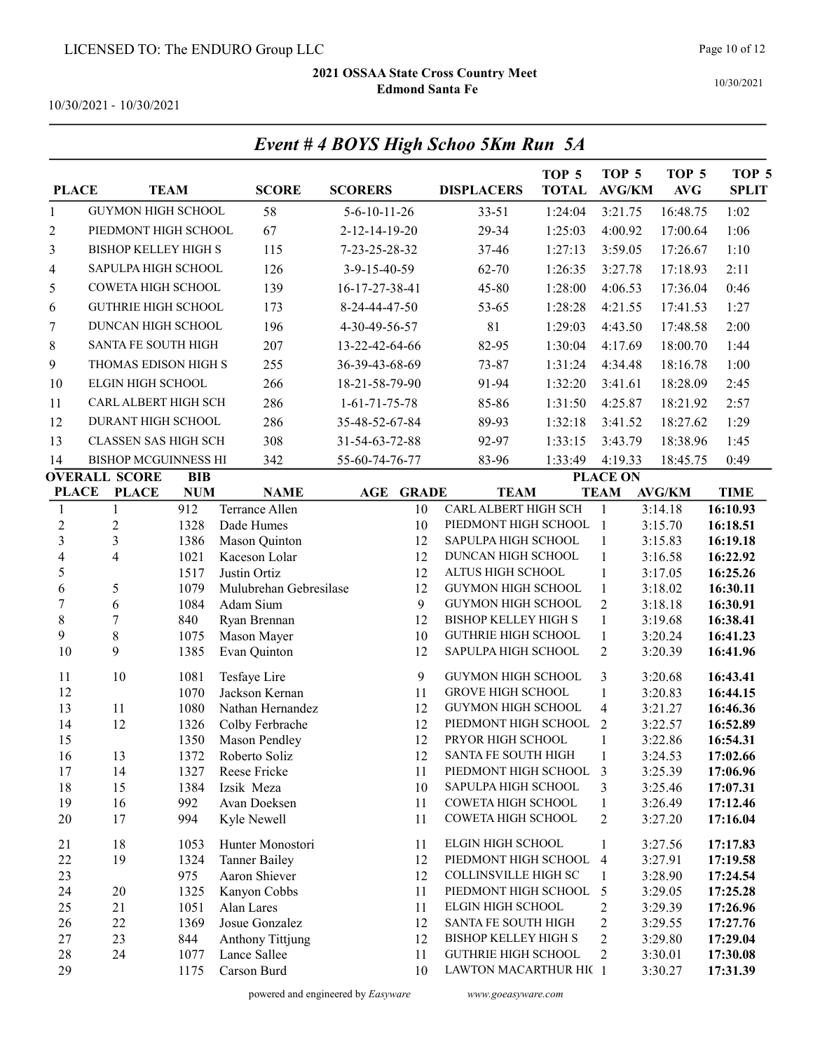LICENSED TO: The ENDURO Group LLC

**2021 OSSAA State Cross Country Meet**
**Edmond Santa Fe**

10/30/2021 - 10/30/2021

## *Event # 4 BOYS High Schoo 5Km Run 5A*

| PLACE | TEAM | SCORE | SCORERS | DISPLACERS | TOP 5 TOTAL | TOP 5 AVG/KM | TOP 5 AVG | TOP 5 SPLIT |
|---|---|---|---|---|---|---|---|---|
| 1 | GUYMON HIGH SCHOOL | 58 | 5-6-10-11-26 | 33-51 | 1:24:04 | 3:21.75 | 16:48.75 | 1:02 |
| 2 | PIEDMONT HIGH SCHOOL | 67 | 2-12-14-19-20 | 29-34 | 1:25:03 | 4:00.92 | 17:00.64 | 1:06 |
| 3 | BISHOP KELLEY HIGH S | 115 | 7-23-25-28-32 | 37-46 | 1:27:13 | 3:59.05 | 17:26.67 | 1:10 |
| 4 | SAPULPA HIGH SCHOOL | 126 | 3-9-15-40-59 | 62-70 | 1:26:35 | 3:27.78 | 17:18.93 | 2:11 |
| 5 | COWETA HIGH SCHOOL | 139 | 16-17-27-38-41 | 45-80 | 1:28:00 | 4:06.53 | 17:36.04 | 0:46 |
| 6 | GUTHRIE HIGH SCHOOL | 173 | 8-24-44-47-50 | 53-65 | 1:28:28 | 4:21.55 | 17:41.53 | 1:27 |
| 7 | DUNCAN HIGH SCHOOL | 196 | 4-30-49-56-57 | 81 | 1:29:03 | 4:43.50 | 17:48.58 | 2:00 |
| 8 | SANTA FE SOUTH HIGH | 207 | 13-22-42-64-66 | 82-95 | 1:30:04 | 4:17.69 | 18:00.70 | 1:44 |
| 9 | THOMAS EDISON HIGH S | 255 | 36-39-43-68-69 | 73-87 | 1:31:24 | 4:34.48 | 18:16.78 | 1:00 |
| 10 | ELGIN HIGH SCHOOL | 266 | 18-21-58-79-90 | 91-94 | 1:32:20 | 3:41.61 | 18:28.09 | 2:45 |
| 11 | CARL ALBERT HIGH SCH | 286 | 1-61-71-75-78 | 85-86 | 1:31:50 | 4:25.87 | 18:21.92 | 2:57 |
| 12 | DURANT HIGH SCHOOL | 286 | 35-48-52-67-84 | 89-93 | 1:32:18 | 3:41.52 | 18:27.62 | 1:29 |
| 13 | CLASSEN SAS HIGH SCH | 308 | 31-54-63-72-88 | 92-97 | 1:33:15 | 3:43.79 | 18:38.96 | 1:45 |
| 14 | BISHOP MCGUINNESS HI | 342 | 55-60-74-76-77 | 83-96 | 1:33:49 | 4:19.33 | 18:45.75 | 0:49 |

| OVERALL PLACE | SCORE PLACE | BIB NUM | NAME | AGE | GRADE | TEAM | PLACE ON TEAM | AVG/KM | TIME |
|---|---|---|---|---|---|---|---|---|---|
| 1 | 1 | 912 | Terrance Allen | | 10 | CARL ALBERT HIGH SCH | 1 | 3:14.18 | **16:10.93** |
| 2 | 2 | 1328 | Dade Humes | | 10 | PIEDMONT HIGH SCHOOL | 1 | 3:15.70 | **16:18.51** |
| 3 | 3 | 1386 | Mason Quinton | | 12 | SAPULPA HIGH SCHOOL | 1 | 3:15.83 | **16:19.18** |
| 4 | 4 | 1021 | Kaceson Lolar | | 12 | DUNCAN HIGH SCHOOL | 1 | 3:16.58 | **16:22.92** |
| 5 | | 1517 | Justin Ortiz | | 12 | ALTUS HIGH SCHOOL | 1 | 3:17.05 | **16:25.26** |
| 6 | 5 | 1079 | Mulubrehan Gebresilase | | 12 | GUYMON HIGH SCHOOL | 1 | 3:18.02 | **16:30.11** |
| 7 | 6 | 1084 | Adam Sium | | 9 | GUYMON HIGH SCHOOL | 2 | 3:18.18 | **16:30.91** |
| 8 | 7 | 840 | Ryan Brennan | | 12 | BISHOP KELLEY HIGH S | 1 | 3:19.68 | **16:38.41** |
| 9 | 8 | 1075 | Mason Mayer | | 10 | GUTHRIE HIGH SCHOOL | 1 | 3:20.24 | **16:41.23** |
| 10 | 9 | 1385 | Evan Quinton | | 12 | SAPULPA HIGH SCHOOL | 2 | 3:20.39 | **16:41.96** |
| 11 | 10 | 1081 | Tesfaye Lire | | 9 | GUYMON HIGH SCHOOL | 3 | 3:20.68 | **16:43.41** |
| 12 | | 1070 | Jackson Kernan | | 11 | GROVE HIGH SCHOOL | 1 | 3:20.83 | **16:44.15** |
| 13 | 11 | 1080 | Nathan Hernandez | | 12 | GUYMON HIGH SCHOOL | 4 | 3:21.27 | **16:46.36** |
| 14 | 12 | 1326 | Colby Ferbrache | | 12 | PIEDMONT HIGH SCHOOL | 2 | 3:22.57 | **16:52.89** |
| 15 | | 1350 | Mason Pendley | | 12 | PRYOR HIGH SCHOOL | 1 | 3:22.86 | **16:54.31** |
| 16 | 13 | 1372 | Roberto Soliz | | 12 | SANTA FE SOUTH HIGH | 1 | 3:24.53 | **17:02.66** |
| 17 | 14 | 1327 | Reese Fricke | | 11 | PIEDMONT HIGH SCHOOL | 3 | 3:25.39 | **17:06.96** |
| 18 | 15 | 1384 | Izsik Meza | | 10 | SAPULPA HIGH SCHOOL | 3 | 3:25.46 | **17:07.31** |
| 19 | 16 | 992 | Avan Doeksen | | 11 | COWETA HIGH SCHOOL | 1 | 3:26.49 | **17:12.46** |
| 20 | 17 | 994 | Kyle Newell | | 11 | COWETA HIGH SCHOOL | 2 | 3:27.20 | **17:16.04** |
| 21 | 18 | 1053 | Hunter Monostori | | 11 | ELGIN HIGH SCHOOL | 1 | 3:27.56 | **17:17.83** |
| 22 | 19 | 1324 | Tanner Bailey | | 12 | PIEDMONT HIGH SCHOOL | 4 | 3:27.91 | **17:19.58** |
| 23 | | 975 | Aaron Shiever | | 12 | COLLINSVILLE HIGH SC | 1 | 3:28.90 | **17:24.54** |
| 24 | 20 | 1325 | Kanyon Cobbs | | 11 | PIEDMONT HIGH SCHOOL | 5 | 3:29.05 | **17:25.28** |
| 25 | 21 | 1051 | Alan Lares | | 11 | ELGIN HIGH SCHOOL | 2 | 3:29.39 | **17:26.96** |
| 26 | 22 | 1369 | Josue Gonzalez | | 12 | SANTA FE SOUTH HIGH | 2 | 3:29.55 | **17:27.76** |
| 27 | 23 | 844 | Anthony Tittjung | | 12 | BISHOP KELLEY HIGH S | 2 | 3:29.80 | **17:29.04** |
| 28 | 24 | 1077 | Lance Sallee | | 11 | GUTHRIE HIGH SCHOOL | 2 | 3:30.01 | **17:30.08** |
| 29 | | 1175 | Carson Burd | | 10 | LAWTON MACARTHUR HIC | 1 | 3:30.27 | **17:31.39** |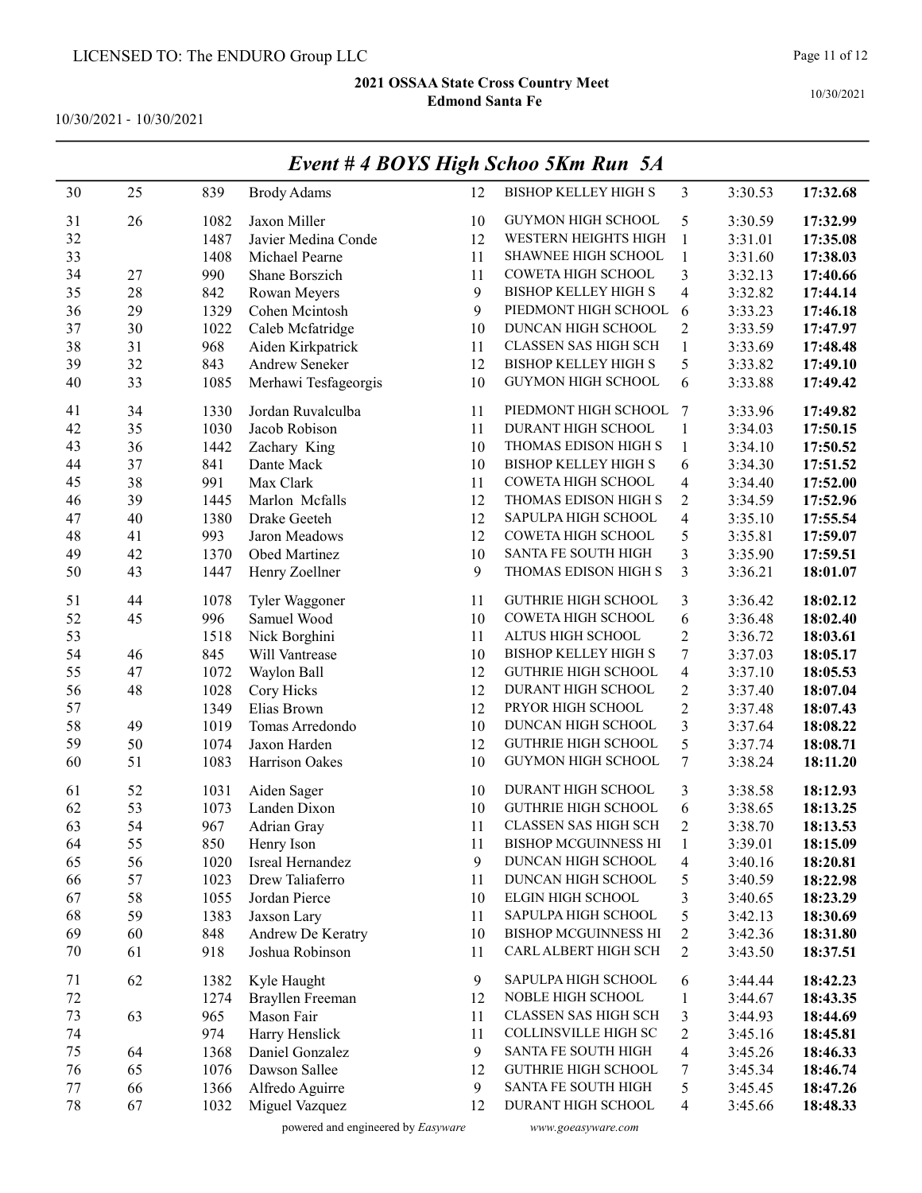## Event # 4 BOYS High Schoo 5Km Run 5A

| | | | | | | | | |
|---|---|---|---|---|---|---|---|---|
| 30 | 25 | 839 | Brody Adams | 12 | BISHOP KELLEY HIGH S | 3 | 3:30.53 | **17:32.68** |
| 31 | 26 | 1082 | Jaxon Miller | 10 | GUYMON HIGH SCHOOL | 5 | 3:30.59 | **17:32.99** |
| 32 | | 1487 | Javier Medina Conde | 12 | WESTERN HEIGHTS HIGH | 1 | 3:31.01 | **17:35.08** |
| 33 | | 1408 | Michael Pearne | 11 | SHAWNEE HIGH SCHOOL | 1 | 3:31.60 | **17:38.03** |
| 34 | 27 | 990 | Shane Borszich | 11 | COWETA HIGH SCHOOL | 3 | 3:32.13 | **17:40.66** |
| 35 | 28 | 842 | Rowan Meyers | 9 | BISHOP KELLEY HIGH S | 4 | 3:32.82 | **17:44.14** |
| 36 | 29 | 1329 | Cohen Mcintosh | 9 | PIEDMONT HIGH SCHOOL | 6 | 3:33.23 | **17:46.18** |
| 37 | 30 | 1022 | Caleb Mcfatridge | 10 | DUNCAN HIGH SCHOOL | 2 | 3:33.59 | **17:47.97** |
| 38 | 31 | 968 | Aiden Kirkpatrick | 11 | CLASSEN SAS HIGH SCH | 1 | 3:33.69 | **17:48.48** |
| 39 | 32 | 843 | Andrew Seneker | 12 | BISHOP KELLEY HIGH S | 5 | 3:33.82 | **17:49.10** |
| 40 | 33 | 1085 | Merhawi Tesfageorgis | 10 | GUYMON HIGH SCHOOL | 6 | 3:33.88 | **17:49.42** |
| 41 | 34 | 1330 | Jordan Ruvalculba | 11 | PIEDMONT HIGH SCHOOL | 7 | 3:33.96 | **17:49.82** |
| 42 | 35 | 1030 | Jacob Robison | 11 | DURANT HIGH SCHOOL | 1 | 3:34.03 | **17:50.15** |
| 43 | 36 | 1442 | Zachary King | 10 | THOMAS EDISON HIGH S | 1 | 3:34.10 | **17:50.52** |
| 44 | 37 | 841 | Dante Mack | 10 | BISHOP KELLEY HIGH S | 6 | 3:34.30 | **17:51.52** |
| 45 | 38 | 991 | Max Clark | 11 | COWETA HIGH SCHOOL | 4 | 3:34.40 | **17:52.00** |
| 46 | 39 | 1445 | Marlon Mcfalls | 12 | THOMAS EDISON HIGH S | 2 | 3:34.59 | **17:52.96** |
| 47 | 40 | 1380 | Drake Geeteh | 12 | SAPULPA HIGH SCHOOL | 4 | 3:35.10 | **17:55.54** |
| 48 | 41 | 993 | Jaron Meadows | 12 | COWETA HIGH SCHOOL | 5 | 3:35.81 | **17:59.07** |
| 49 | 42 | 1370 | Obed Martinez | 10 | SANTA FE SOUTH HIGH | 3 | 3:35.90 | **17:59.51** |
| 50 | 43 | 1447 | Henry Zoellner | 9 | THOMAS EDISON HIGH S | 3 | 3:36.21 | **18:01.07** |
| 51 | 44 | 1078 | Tyler Waggoner | 11 | GUTHRIE HIGH SCHOOL | 3 | 3:36.42 | **18:02.12** |
| 52 | 45 | 996 | Samuel Wood | 10 | COWETA HIGH SCHOOL | 6 | 3:36.48 | **18:02.40** |
| 53 | | 1518 | Nick Borghini | 11 | ALTUS HIGH SCHOOL | 2 | 3:36.72 | **18:03.61** |
| 54 | 46 | 845 | Will Vantrease | 10 | BISHOP KELLEY HIGH S | 7 | 3:37.03 | **18:05.17** |
| 55 | 47 | 1072 | Waylon Ball | 12 | GUTHRIE HIGH SCHOOL | 4 | 3:37.10 | **18:05.53** |
| 56 | 48 | 1028 | Cory Hicks | 12 | DURANT HIGH SCHOOL | 2 | 3:37.40 | **18:07.04** |
| 57 | | 1349 | Elias Brown | 12 | PRYOR HIGH SCHOOL | 2 | 3:37.48 | **18:07.43** |
| 58 | 49 | 1019 | Tomas Arredondo | 10 | DUNCAN HIGH SCHOOL | 3 | 3:37.64 | **18:08.22** |
| 59 | 50 | 1074 | Jaxon Harden | 12 | GUTHRIE HIGH SCHOOL | 5 | 3:37.74 | **18:08.71** |
| 60 | 51 | 1083 | Harrison Oakes | 10 | GUYMON HIGH SCHOOL | 7 | 3:38.24 | **18:11.20** |
| 61 | 52 | 1031 | Aiden Sager | 10 | DURANT HIGH SCHOOL | 3 | 3:38.58 | **18:12.93** |
| 62 | 53 | 1073 | Landen Dixon | 10 | GUTHRIE HIGH SCHOOL | 6 | 3:38.65 | **18:13.25** |
| 63 | 54 | 967 | Adrian Gray | 11 | CLASSEN SAS HIGH SCH | 2 | 3:38.70 | **18:13.53** |
| 64 | 55 | 850 | Henry Ison | 11 | BISHOP MCGUINNESS HI | 1 | 3:39.01 | **18:15.09** |
| 65 | 56 | 1020 | Isreal Hernandez | 9 | DUNCAN HIGH SCHOOL | 4 | 3:40.16 | **18:20.81** |
| 66 | 57 | 1023 | Drew Taliaferro | 11 | DUNCAN HIGH SCHOOL | 5 | 3:40.59 | **18:22.98** |
| 67 | 58 | 1055 | Jordan Pierce | 10 | ELGIN HIGH SCHOOL | 3 | 3:40.65 | **18:23.29** |
| 68 | 59 | 1383 | Jaxson Lary | 11 | SAPULPA HIGH SCHOOL | 5 | 3:42.13 | **18:30.69** |
| 69 | 60 | 848 | Andrew De Keratry | 10 | BISHOP MCGUINNESS HI | 2 | 3:42.36 | **18:31.80** |
| 70 | 61 | 918 | Joshua Robinson | 11 | CARL ALBERT HIGH SCH | 2 | 3:43.50 | **18:37.51** |
| 71 | 62 | 1382 | Kyle Haught | 9 | SAPULPA HIGH SCHOOL | 6 | 3:44.44 | **18:42.23** |
| 72 | | 1274 | Brayllen Freeman | 12 | NOBLE HIGH SCHOOL | 1 | 3:44.67 | **18:43.35** |
| 73 | 63 | 965 | Mason Fair | 11 | CLASSEN SAS HIGH SCH | 3 | 3:44.93 | **18:44.69** |
| 74 | | 974 | Harry Henslick | 11 | COLLINSVILLE HIGH SC | 2 | 3:45.16 | **18:45.81** |
| 75 | 64 | 1368 | Daniel Gonzalez | 9 | SANTA FE SOUTH HIGH | 4 | 3:45.26 | **18:46.33** |
| 76 | 65 | 1076 | Dawson Sallee | 12 | GUTHRIE HIGH SCHOOL | 7 | 3:45.34 | **18:46.74** |
| 77 | 66 | 1366 | Alfredo Aguirre | 9 | SANTA FE SOUTH HIGH | 5 | 3:45.45 | **18:47.26** |
| 78 | 67 | 1032 | Miguel Vazquez | 12 | DURANT HIGH SCHOOL | 4 | 3:45.66 | **18:48.33** |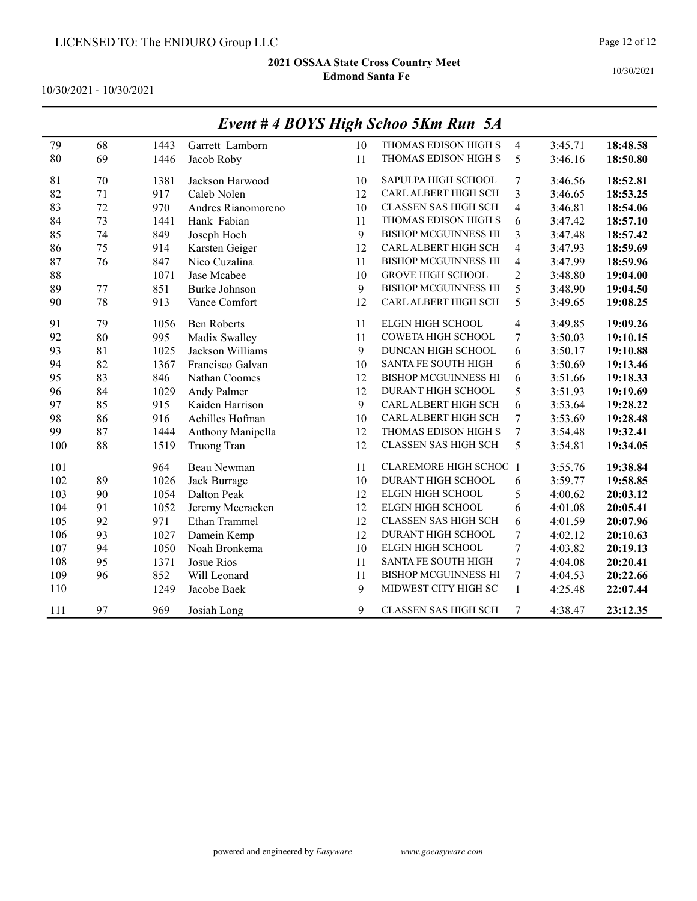## Event # 4 BOYS High Schoo 5Km Run 5A

| | | | | | | | | |
|---|---|---|---|---|---|---|---|---|
| 79 | 68 | 1443 | Garrett Lamborn | 10 | THOMAS EDISON HIGH S | 4 | 3:45.71 | **18:48.58** |
| 80 | 69 | 1446 | Jacob Roby | 11 | THOMAS EDISON HIGH S | 5 | 3:46.16 | **18:50.80** |
| 81 | 70 | 1381 | Jackson Harwood | 10 | SAPULPA HIGH SCHOOL | 7 | 3:46.56 | **18:52.81** |
| 82 | 71 | 917 | Caleb Nolen | 12 | CARL ALBERT HIGH SCH | 3 | 3:46.65 | **18:53.25** |
| 83 | 72 | 970 | Andres Rianomoreno | 10 | CLASSEN SAS HIGH SCH | 4 | 3:46.81 | **18:54.06** |
| 84 | 73 | 1441 | Hank Fabian | 11 | THOMAS EDISON HIGH S | 6 | 3:47.42 | **18:57.10** |
| 85 | 74 | 849 | Joseph Hoch | 9 | BISHOP MCGUINNESS HI | 3 | 3:47.48 | **18:57.42** |
| 86 | 75 | 914 | Karsten Geiger | 12 | CARL ALBERT HIGH SCH | 4 | 3:47.93 | **18:59.69** |
| 87 | 76 | 847 | Nico Cuzalina | 11 | BISHOP MCGUINNESS HI | 4 | 3:47.99 | **18:59.96** |
| 88 | | 1071 | Jase Mcabee | 10 | GROVE HIGH SCHOOL | 2 | 3:48.80 | **19:04.00** |
| 89 | 77 | 851 | Burke Johnson | 9 | BISHOP MCGUINNESS HI | 5 | 3:48.90 | **19:04.50** |
| 90 | 78 | 913 | Vance Comfort | 12 | CARL ALBERT HIGH SCH | 5 | 3:49.65 | **19:08.25** |
| 91 | 79 | 1056 | Ben Roberts | 11 | ELGIN HIGH SCHOOL | 4 | 3:49.85 | **19:09.26** |
| 92 | 80 | 995 | Madix Swalley | 11 | COWETA HIGH SCHOOL | 7 | 3:50.03 | **19:10.15** |
| 93 | 81 | 1025 | Jackson Williams | 9 | DUNCAN HIGH SCHOOL | 6 | 3:50.17 | **19:10.88** |
| 94 | 82 | 1367 | Francisco Galvan | 10 | SANTA FE SOUTH HIGH | 6 | 3:50.69 | **19:13.46** |
| 95 | 83 | 846 | Nathan Coomes | 12 | BISHOP MCGUINNESS HI | 6 | 3:51.66 | **19:18.33** |
| 96 | 84 | 1029 | Andy Palmer | 12 | DURANT HIGH SCHOOL | 5 | 3:51.93 | **19:19.69** |
| 97 | 85 | 915 | Kaiden Harrison | 9 | CARL ALBERT HIGH SCH | 6 | 3:53.64 | **19:28.22** |
| 98 | 86 | 916 | Achilles Hofman | 10 | CARL ALBERT HIGH SCH | 7 | 3:53.69 | **19:28.48** |
| 99 | 87 | 1444 | Anthony Manipella | 12 | THOMAS EDISON HIGH S | 7 | 3:54.48 | **19:32.41** |
| 100 | 88 | 1519 | Truong Tran | 12 | CLASSEN SAS HIGH SCH | 5 | 3:54.81 | **19:34.05** |
| 101 | | 964 | Beau Newman | 11 | CLAREMORE HIGH SCHOO | 1 | 3:55.76 | **19:38.84** |
| 102 | 89 | 1026 | Jack Burrage | 10 | DURANT HIGH SCHOOL | 6 | 3:59.77 | **19:58.85** |
| 103 | 90 | 1054 | Dalton Peak | 12 | ELGIN HIGH SCHOOL | 5 | 4:00.62 | **20:03.12** |
| 104 | 91 | 1052 | Jeremy Mccracken | 12 | ELGIN HIGH SCHOOL | 6 | 4:01.08 | **20:05.41** |
| 105 | 92 | 971 | Ethan Trammel | 12 | CLASSEN SAS HIGH SCH | 6 | 4:01.59 | **20:07.96** |
| 106 | 93 | 1027 | Damein Kemp | 12 | DURANT HIGH SCHOOL | 7 | 4:02.12 | **20:10.63** |
| 107 | 94 | 1050 | Noah Bronkema | 10 | ELGIN HIGH SCHOOL | 7 | 4:03.82 | **20:19.13** |
| 108 | 95 | 1371 | Josue Rios | 11 | SANTA FE SOUTH HIGH | 7 | 4:04.08 | **20:20.41** |
| 109 | 96 | 852 | Will Leonard | 11 | BISHOP MCGUINNESS HI | 7 | 4:04.53 | **20:22.66** |
| 110 | | 1249 | Jacobe Baek | 9 | MIDWEST CITY HIGH SC | 1 | 4:25.48 | **22:07.44** |
| 111 | 97 | 969 | Josiah Long | 9 | CLASSEN SAS HIGH SCH | 7 | 4:38.47 | **23:12.35** |